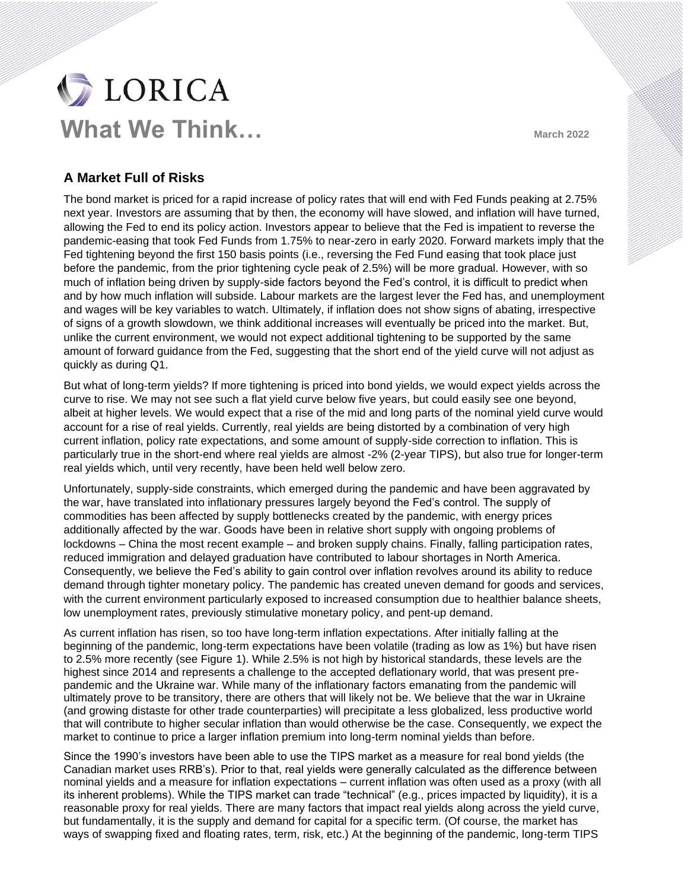# LORICA

## What We Think…

March 2022

### A Market Full of Risks

The bond market is priced for a rapid increase of policy rates that will end with Fed Funds peaking at 2.75% next year. Investors are assuming that by then, the economy will have slowed, and inflation will have turned, allowing the Fed to end its policy action. Investors appear to believe that the Fed is impatient to reverse the pandemic-easing that took Fed Funds from 1.75% to near-zero in early 2020. Forward markets imply that the Fed tightening beyond the first 150 basis points (i.e., reversing the Fed Fund easing that took place just before the pandemic, from the prior tightening cycle peak of 2.5%) will be more gradual. However, with so much of inflation being driven by supply-side factors beyond the Fed's control, it is difficult to predict when and by how much inflation will subside. Labour markets are the largest lever the Fed has, and unemployment and wages will be key variables to watch. Ultimately, if inflation does not show signs of abating, irrespective of signs of a growth slowdown, we think additional increases will eventually be priced into the market. But, unlike the current environment, we would not expect additional tightening to be supported by the same amount of forward guidance from the Fed, suggesting that the short end of the yield curve will not adjust as quickly as during Q1.

But what of long-term yields? If more tightening is priced into bond yields, we would expect yields across the curve to rise. We may not see such a flat yield curve below five years, but could easily see one beyond, albeit at higher levels. We would expect that a rise of the mid and long parts of the nominal yield curve would account for a rise of real yields. Currently, real yields are being distorted by a combination of very high current inflation, policy rate expectations, and some amount of supply-side correction to inflation. This is particularly true in the short-end where real yields are almost -2% (2-year TIPS), but also true for longer-term real yields which, until very recently, have been held well below zero.

Unfortunately, supply-side constraints, which emerged during the pandemic and have been aggravated by the war, have translated into inflationary pressures largely beyond the Fed's control. The supply of commodities has been affected by supply bottlenecks created by the pandemic, with energy prices additionally affected by the war. Goods have been in relative short supply with ongoing problems of lockdowns – China the most recent example – and broken supply chains. Finally, falling participation rates, reduced immigration and delayed graduation have contributed to labour shortages in North America. Consequently, we believe the Fed's ability to gain control over inflation revolves around its ability to reduce demand through tighter monetary policy. The pandemic has created uneven demand for goods and services, with the current environment particularly exposed to increased consumption due to healthier balance sheets, low unemployment rates, previously stimulative monetary policy, and pent-up demand.

As current inflation has risen, so too have long-term inflation expectations. After initially falling at the beginning of the pandemic, long-term expectations have been volatile (trading as low as 1%) but have risen to 2.5% more recently (see Figure 1). While 2.5% is not high by historical standards, these levels are the highest since 2014 and represents a challenge to the accepted deflationary world, that was present pre-pandemic and the Ukraine war. While many of the inflationary factors emanating from the pandemic will ultimately prove to be transitory, there are others that will likely not be. We believe that the war in Ukraine (and growing distaste for other trade counterparties) will precipitate a less globalized, less productive world that will contribute to higher secular inflation than would otherwise be the case. Consequently, we expect the market to continue to price a larger inflation premium into long-term nominal yields than before.

Since the 1990's investors have been able to use the TIPS market as a measure for real bond yields (the Canadian market uses RRB's). Prior to that, real yields were generally calculated as the difference between nominal yields and a measure for inflation expectations – current inflation was often used as a proxy (with all its inherent problems). While the TIPS market can trade "technical" (e.g., prices impacted by liquidity), it is a reasonable proxy for real yields. There are many factors that impact real yields along across the yield curve, but fundamentally, it is the supply and demand for capital for a specific term. (Of course, the market has ways of swapping fixed and floating rates, term, risk, etc.) At the beginning of the pandemic, long-term TIPS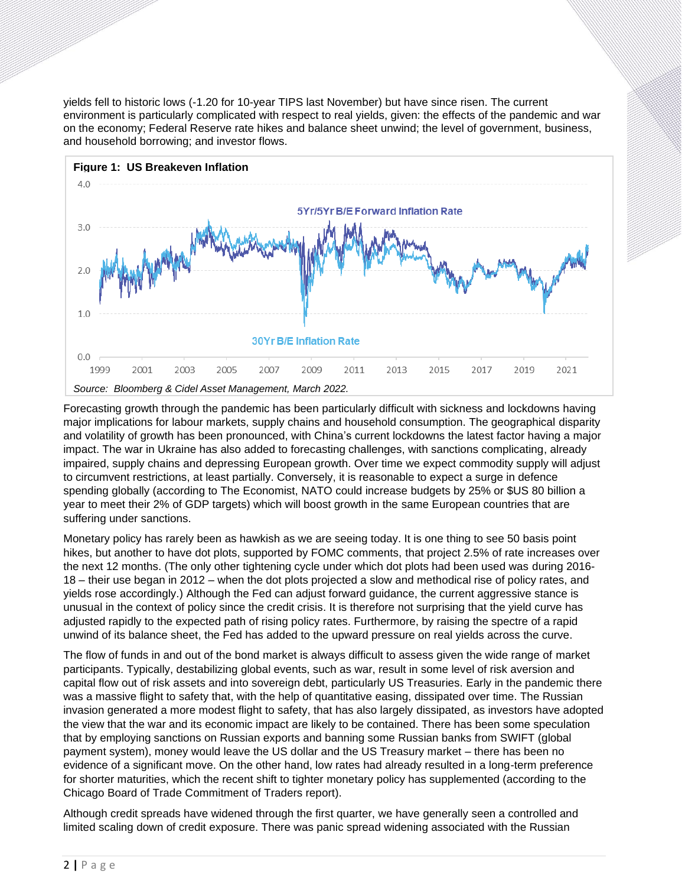yields fell to historic lows (-1.20 for 10-year TIPS last November) but have since risen. The current environment is particularly complicated with respect to real yields, given: the effects of the pandemic and war on the economy; Federal Reserve rate hikes and balance sheet unwind; the level of government, business, and household borrowing; and investor flows.

**Figure 1: US Breakeven Inflation**

4.0
3.0
2.0
1.0
0.0

1999 2001 2003 2005 2007 2009 2011 2013 2015 2017 2019 2021

5Yr/5Yr B/E Forward Inflation Rate

30Yr B/E Inflation Rate

*Source: Bloomberg & Cidel Asset Management, March 2022.*

Forecasting growth through the pandemic has been particularly difficult with sickness and lockdowns having major implications for labour markets, supply chains and household consumption. The geographical disparity and volatility of growth has been pronounced, with China's current lockdowns the latest factor having a major impact. The war in Ukraine has also added to forecasting challenges, with sanctions complicating, already impaired, supply chains and depressing European growth. Over time we expect commodity supply will adjust to circumvent restrictions, at least partially. Conversely, it is reasonable to expect a surge in defence spending globally (according to The Economist, NATO could increase budgets by 25% or $US 80 billion a year to meet their 2% of GDP targets) which will boost growth in the same European countries that are suffering under sanctions.

Monetary policy has rarely been as hawkish as we are seeing today. It is one thing to see 50 basis point hikes, but another to have dot plots, supported by FOMC comments, that project 2.5% of rate increases over the next 12 months. (The only other tightening cycle under which dot plots had been used was during 2016-18 – their use began in 2012 – when the dot plots projected a slow and methodical rise of policy rates, and yields rose accordingly.) Although the Fed can adjust forward guidance, the current aggressive stance is unusual in the context of policy since the credit crisis. It is therefore not surprising that the yield curve has adjusted rapidly to the expected path of rising policy rates. Furthermore, by raising the spectre of a rapid unwind of its balance sheet, the Fed has added to the upward pressure on real yields across the curve.

The flow of funds in and out of the bond market is always difficult to assess given the wide range of market participants. Typically, destabilizing global events, such as war, result in some level of risk aversion and capital flow out of risk assets and into sovereign debt, particularly US Treasuries. Early in the pandemic there was a massive flight to safety that, with the help of quantitative easing, dissipated over time. The Russian invasion generated a more modest flight to safety, that has also largely dissipated, as investors have adopted the view that the war and its economic impact are likely to be contained. There has been some speculation that by employing sanctions on Russian exports and banning some Russian banks from SWIFT (global payment system), money would leave the US dollar and the US Treasury market – there has been no evidence of a significant move. On the other hand, low rates had already resulted in a long-term preference for shorter maturities, which the recent shift to tighter monetary policy has supplemented (according to the Chicago Board of Trade Commitment of Traders report).

Although credit spreads have widened through the first quarter, we have generally seen a controlled and limited scaling down of credit exposure. There was panic spread widening associated with the Russian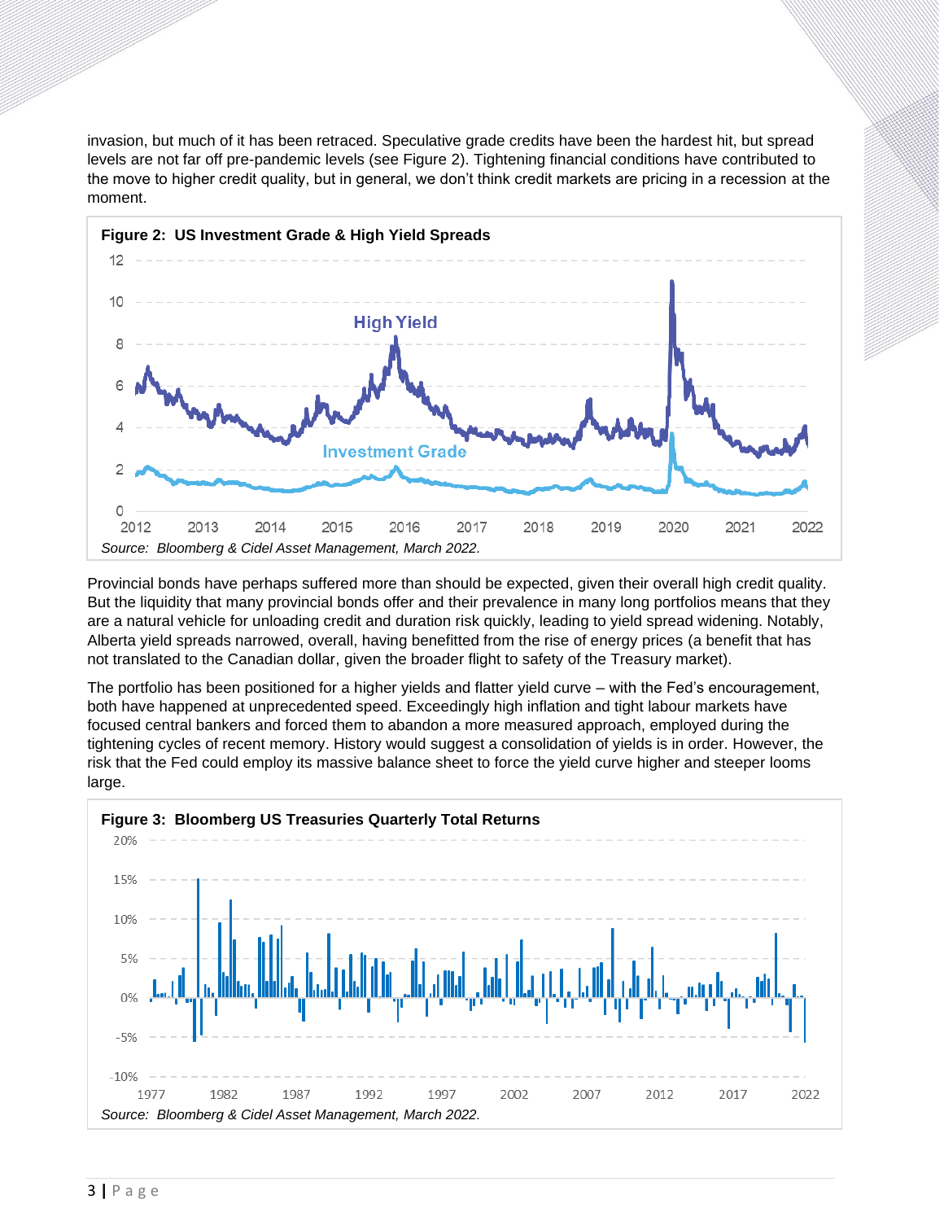invasion, but much of it has been retraced. Speculative grade credits have been the hardest hit, but spread levels are not far off pre-pandemic levels (see Figure 2). Tightening financial conditions have contributed to the move to higher credit quality, but in general, we don't think credit markets are pricing in a recession at the moment.

**Figure 2: US Investment Grade & High Yield Spreads**

12
10
8
6
4
2
0

High Yield

Investment Grade

2012 2013 2014 2015 2016 2017 2018 2019 2020 2021 2022

*Source: Bloomberg & Cidel Asset Management, March 2022.*

Provincial bonds have perhaps suffered more than should be expected, given their overall high credit quality. But the liquidity that many provincial bonds offer and their prevalence in many long portfolios means that they are a natural vehicle for unloading credit and duration risk quickly, leading to yield spread widening. Notably, Alberta yield spreads narrowed, overall, having benefitted from the rise of energy prices (a benefit that has not translated to the Canadian dollar, given the broader flight to safety of the Treasury market).

The portfolio has been positioned for a higher yields and flatter yield curve – with the Fed's encouragement, both have happened at unprecedented speed. Exceedingly high inflation and tight labour markets have focused central bankers and forced them to abandon a more measured approach, employed during the tightening cycles of recent memory. History would suggest a consolidation of yields is in order. However, the risk that the Fed could employ its massive balance sheet to force the yield curve higher and steeper looms large.

**Figure 3: Bloomberg US Treasuries Quarterly Total Returns**

20%
15%
10%
5%
0%
-5%
-10%

1977 1982 1987 1992 1997 2002 2007 2012 2017 2022

*Source: Bloomberg & Cidel Asset Management, March 2022.*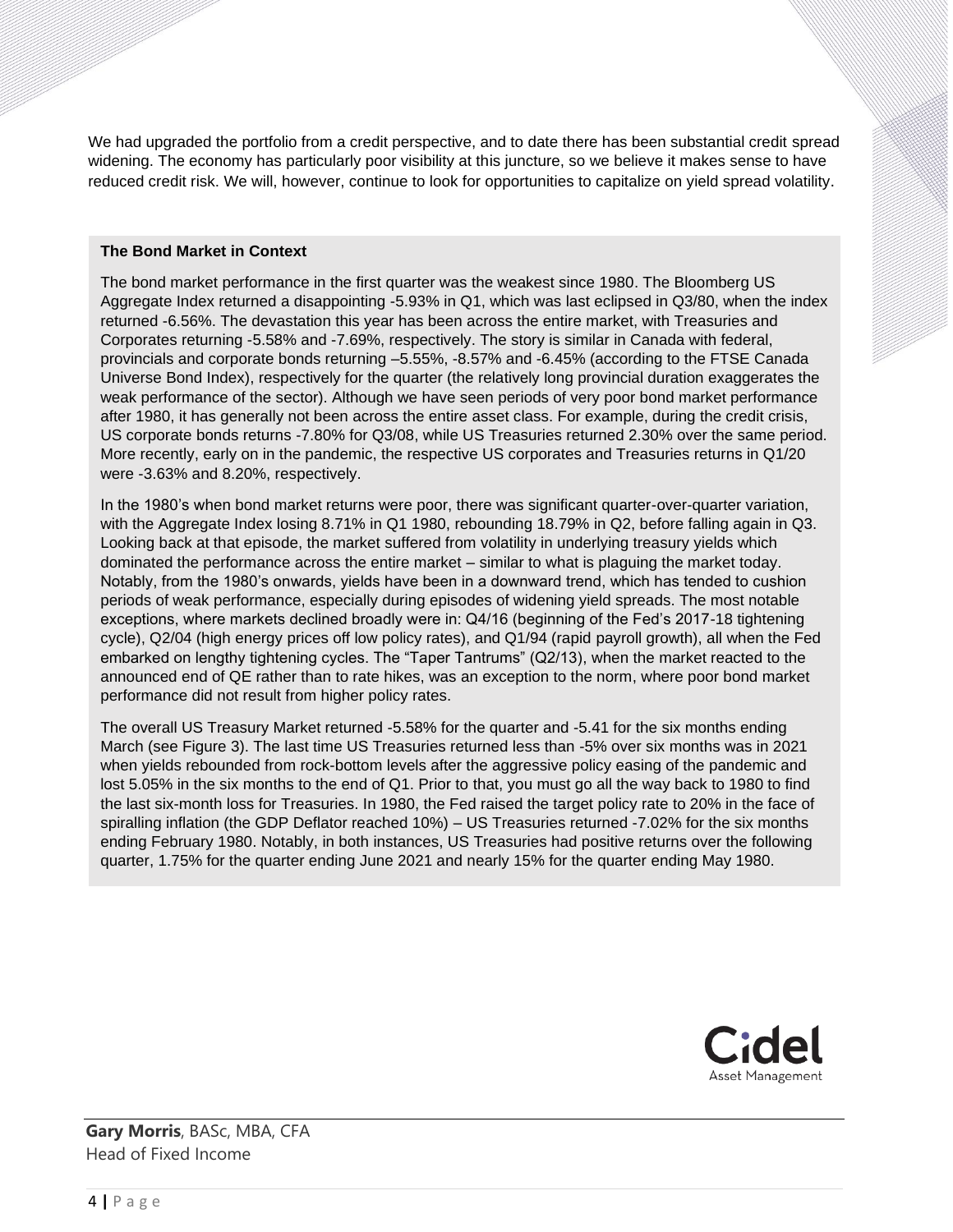We had upgraded the portfolio from a credit perspective, and to date there has been substantial credit spread widening. The economy has particularly poor visibility at this juncture, so we believe it makes sense to have reduced credit risk. We will, however, continue to look for opportunities to capitalize on yield spread volatility.

**The Bond Market in Context**

The bond market performance in the first quarter was the weakest since 1980. The Bloomberg US Aggregate Index returned a disappointing -5.93% in Q1, which was last eclipsed in Q3/80, when the index returned -6.56%. The devastation this year has been across the entire market, with Treasuries and Corporates returning -5.58% and -7.69%, respectively. The story is similar in Canada with federal, provincials and corporate bonds returning –5.55%, -8.57% and -6.45% (according to the FTSE Canada Universe Bond Index), respectively for the quarter (the relatively long provincial duration exaggerates the weak performance of the sector). Although we have seen periods of very poor bond market performance after 1980, it has generally not been across the entire asset class. For example, during the credit crisis, US corporate bonds returns -7.80% for Q3/08, while US Treasuries returned 2.30% over the same period. More recently, early on in the pandemic, the respective US corporates and Treasuries returns in Q1/20 were -3.63% and 8.20%, respectively.

In the 1980's when bond market returns were poor, there was significant quarter-over-quarter variation, with the Aggregate Index losing 8.71% in Q1 1980, rebounding 18.79% in Q2, before falling again in Q3. Looking back at that episode, the market suffered from volatility in underlying treasury yields which dominated the performance across the entire market – similar to what is plaguing the market today. Notably, from the 1980's onwards, yields have been in a downward trend, which has tended to cushion periods of weak performance, especially during episodes of widening yield spreads. The most notable exceptions, where markets declined broadly were in: Q4/16 (beginning of the Fed's 2017-18 tightening cycle), Q2/04 (high energy prices off low policy rates), and Q1/94 (rapid payroll growth), all when the Fed embarked on lengthy tightening cycles. The "Taper Tantrums" (Q2/13), when the market reacted to the announced end of QE rather than to rate hikes, was an exception to the norm, where poor bond market performance did not result from higher policy rates.

The overall US Treasury Market returned -5.58% for the quarter and -5.41 for the six months ending March (see Figure 3). The last time US Treasuries returned less than -5% over six months was in 2021 when yields rebounded from rock-bottom levels after the aggressive policy easing of the pandemic and lost 5.05% in the six months to the end of Q1. Prior to that, you must go all the way back to 1980 to find the last six-month loss for Treasuries. In 1980, the Fed raised the target policy rate to 20% in the face of spiralling inflation (the GDP Deflator reached 10%) – US Treasuries returned -7.02% for the six months ending February 1980. Notably, in both instances, US Treasuries had positive returns over the following quarter, 1.75% for the quarter ending June 2021 and nearly 15% for the quarter ending May 1980.

Cidel
Asset Management

**Gary Morris**, BASc, MBA, CFA
Head of Fixed Income